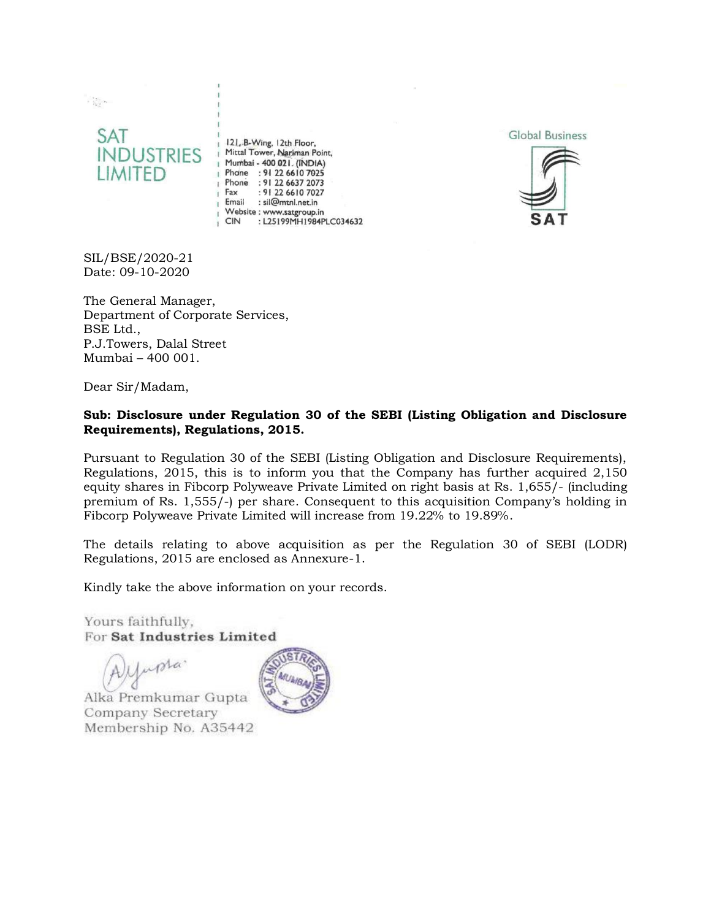SAT INDUSTRIES LIMITED

121, B-Wing, 12th Floor,
Mittal Tower, Nariman Point,
Mumbai - 400 021. (INDIA)
Phone : 91 22 6610 7025
Phone : 91 22 6637 2073
Fax : 91 22 6610 7027
Email : sil@mtnl.net.in
Website : www.satgroup.in
CIN : L25199MH1984PLC034632

Global Business

SAT

SIL/BSE/2020-21
Date: 09-10-2020

The General Manager,
Department of Corporate Services,
BSE Ltd.,
P.J.Towers, Dalal Street
Mumbai – 400 001.

Dear Sir/Madam,

**Sub: Disclosure under Regulation 30 of the SEBI (Listing Obligation and Disclosure Requirements), Regulations, 2015.**

Pursuant to Regulation 30 of the SEBI (Listing Obligation and Disclosure Requirements), Regulations, 2015, this is to inform you that the Company has further acquired 2,150 equity shares in Fibcorp Polyweave Private Limited on right basis at Rs. 1,655/- (including premium of Rs. 1,555/-) per share. Consequent to this acquisition Company's holding in Fibcorp Polyweave Private Limited will increase from 19.22% to 19.89%.

The details relating to above acquisition as per the Regulation 30 of SEBI (LODR) Regulations, 2015 are enclosed as Annexure-1.

Kindly take the above information on your records.

Yours faithfully,
For **Sat Industries Limited**

Alka Premkumar Gupta
Company Secretary
Membership No. A35442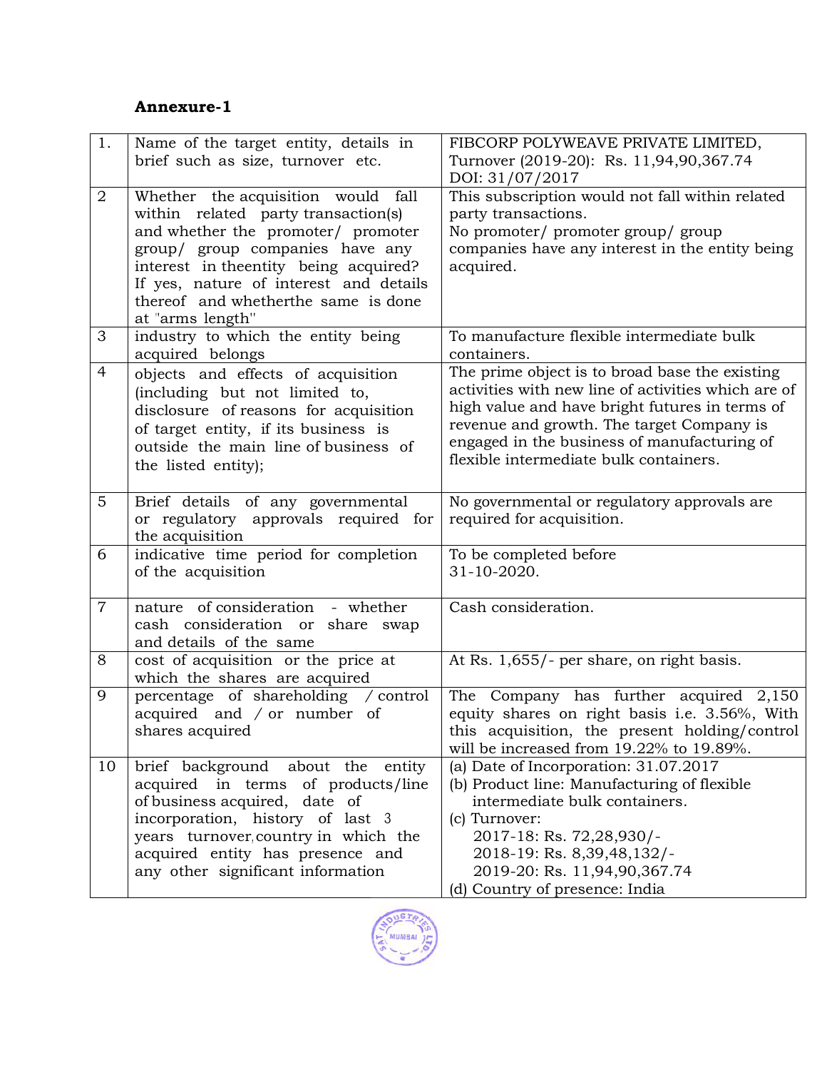**Annexure-1**

| | | |
|---|---|---|
| 1. | Name of the target entity, details in brief such as size, turnover etc. | FIBCORP POLYWEAVE PRIVATE LIMITED, Turnover (2019-20): Rs. 11,94,90,367.74 DOI: 31/07/2017 |
| 2 | Whether the acquisition would fall within related party transaction(s) and whether the promoter/ promoter group/ group companies have any interest in theentity being acquired? If yes, nature of interest and details thereof and whetherthe same is done at "arms length" | This subscription would not fall within related party transactions. No promoter/ promoter group/ group companies have any interest in the entity being acquired. |
| 3 | industry to which the entity being acquired belongs | To manufacture flexible intermediate bulk containers. |
| 4 | objects and effects of acquisition (including but not limited to, disclosure of reasons for acquisition of target entity, if its business is outside the main line of business of the listed entity); | The prime object is to broad base the existing activities with new line of activities which are of high value and have bright futures in terms of revenue and growth. The target Company is engaged in the business of manufacturing of flexible intermediate bulk containers. |
| 5 | Brief details of any governmental or regulatory approvals required for the acquisition | No governmental or regulatory approvals are required for acquisition. |
| 6 | indicative time period for completion of the acquisition | To be completed before 31-10-2020. |
| 7 | nature of consideration - whether cash consideration or share swap and details of the same | Cash consideration. |
| 8 | cost of acquisition or the price at which the shares are acquired | At Rs. 1,655/- per share, on right basis. |
| 9 | percentage of shareholding / control acquired and / or number of shares acquired | The Company has further acquired 2,150 equity shares on right basis i.e. 3.56%, With this acquisition, the present holding/control will be increased from 19.22% to 19.89%. |
| 10 | brief background about the entity acquired in terms of products/line of business acquired, date of incorporation, history of last 3 years turnover, country in which the acquired entity has presence and any other significant information | (a) Date of Incorporation: 31.07.2017<br>(b) Product line: Manufacturing of flexible intermediate bulk containers.<br>(c) Turnover:<br>2017-18: Rs. 72,28,930/-<br>2018-19: Rs. 8,39,48,132/-<br>2019-20: Rs. 11,94,90,367.74<br>(d) Country of presence: India |